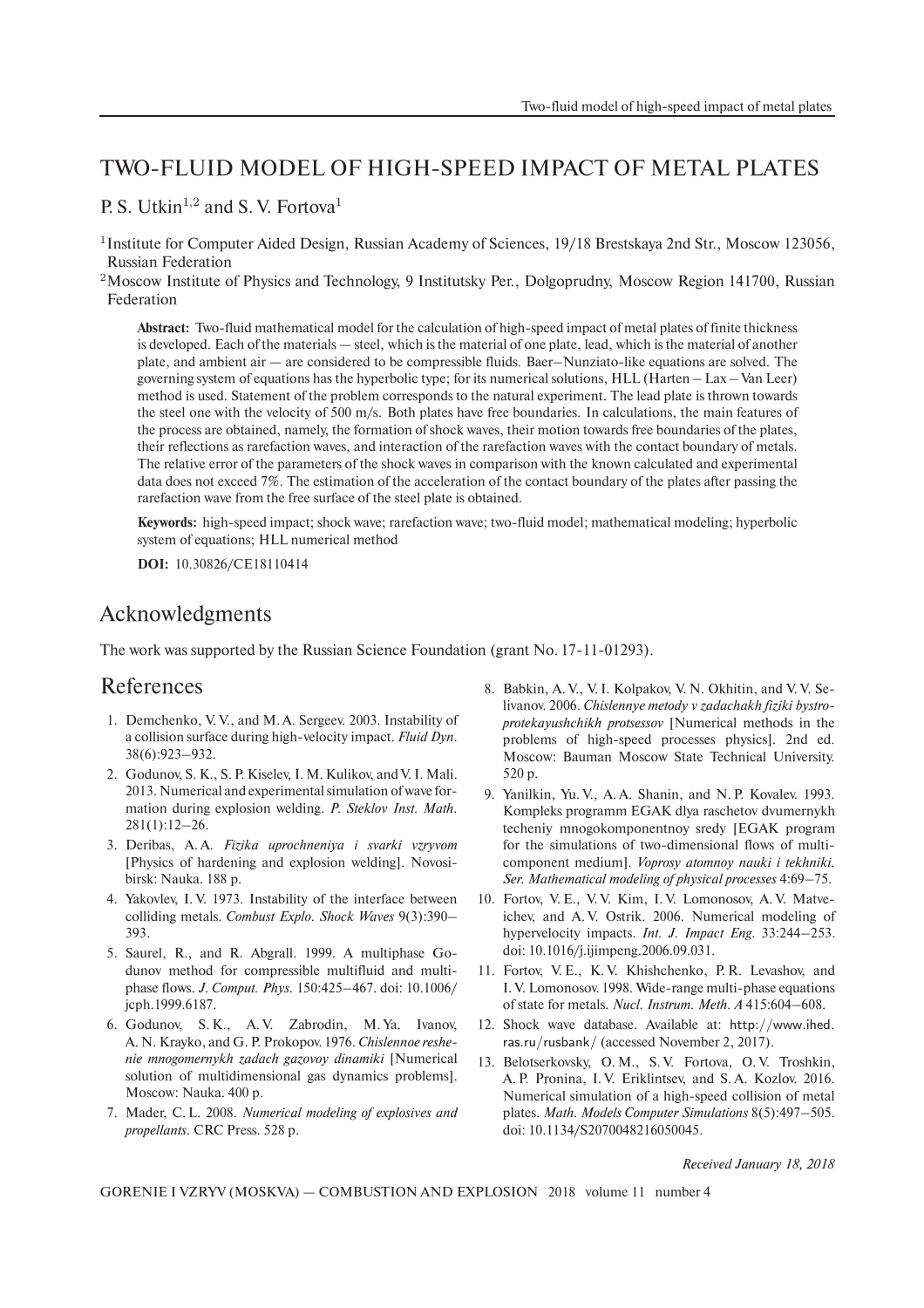# TWO-FLUID MODEL OF HIGH-SPEED IMPACT OF METAL PLATES

P. S. Utkin[1,2] and S. V. Fortova[1]

[1]Institute for Computer Aided Design, Russian Academy of Sciences, 19/18 Brestskaya 2nd Str., Moscow 123056, Russian Federation

[2]Moscow Institute of Physics and Technology, 9 Institutsky Per., Dolgoprudny, Moscow Region 141700, Russian Federation

**Abstract:** Two-fluid mathematical model for the calculation of high-speed impact of metal plates of finite thickness is developed. Each of the materials — steel, which is the material of one plate, lead, which is the material of another plate, and ambient air — are considered to be compressible fluids. Baer–Nunziato-like equations are solved. The governing system of equations has the hyperbolic type; for its numerical solutions, HLL (Harten – Lax – Van Leer) method is used. Statement of the problem corresponds to the natural experiment. The lead plate is thrown towards the steel one with the velocity of 500 m/s. Both plates have free boundaries. In calculations, the main features of the process are obtained, namely, the formation of shock waves, their motion towards free boundaries of the plates, their reflections as rarefaction waves, and interaction of the rarefaction waves with the contact boundary of metals. The relative error of the parameters of the shock waves in comparison with the known calculated and experimental data does not exceed 7%. The estimation of the acceleration of the contact boundary of the plates after passing the rarefaction wave from the free surface of the steel plate is obtained.

**Keywords:** high-speed impact; shock wave; rarefaction wave; two-fluid model; mathematical modeling; hyperbolic system of equations; HLL numerical method

**DOI:** 10.30826/CE18110414

## Acknowledgments

The work was supported by the Russian Science Foundation (grant No. 17-11-01293).

## References

1. Demchenko, V. V., and M. A. Sergeev. 2003. Instability of a collision surface during high-velocity impact. *Fluid Dyn.* 38(6):923–932.
2. Godunov, S. K., S. P. Kiselev, I. M. Kulikov, and V. I. Mali. 2013. Numerical and experimental simulation of wave formation during explosion welding. *P. Steklov Inst. Math.* 281(1):12–26.
3. Deribas, A. A. *Fizika uprochneniya i svarki vzryvom* [Physics of hardening and explosion welding]. Novosibirsk: Nauka. 188 p.
4. Yakovlev, I. V. 1973. Instability of the interface between colliding metals. *Combust Explo. Shock Waves* 9(3):390–393.
5. Saurel, R., and R. Abgrall. 1999. A multiphase Godunov method for compressible multifluid and multiphase flows. *J. Comput. Phys.* 150:425–467. doi: 10.1006/jcph.1999.6187.
6. Godunov, S. K., A. V. Zabrodin, M. Ya. Ivanov, A. N. Krayko, and G. P. Prokopov. 1976. *Chislennoe reshenie mnogomernykh zadach gazovoy dinamiki* [Numerical solution of multidimensional gas dynamics problems]. Moscow: Nauka. 400 p.
7. Mader, C. L. 2008. *Numerical modeling of explosives and propellants*. CRC Press. 528 p.
8. Babkin, A. V., V. I. Kolpakov, V. N. Okhitin, and V. V. Selivanov. 2006. *Chislennye metody v zadachakh fiziki bystroprotekayushchikh protsessov* [Numerical methods in the problems of high-speed processes physics]. 2nd ed. Moscow: Bauman Moscow State Technical University. 520 p.
9. Yanilkin, Yu. V., A. A. Shanin, and N. P. Kovalev. 1993. Kompleks programm EGAK dlya raschetov dvumernykh techeniy mnogokomponentnoy sredy [EGAK program for the simulations of two-dimensional flows of multicomponent medium]. *Voprosy atomnoy nauki i tekhniki. Ser. Mathematical modeling of physical processes* 4:69–75.
10. Fortov, V. E., V. V. Kim, I. V. Lomonosov, A. V. Matveichev, and A. V. Ostrik. 2006. Numerical modeling of hypervelocity impacts. *Int. J. Impact Eng.* 33:244–253. doi: 10.1016/j.ijimpeng.2006.09.031.
11. Fortov, V. E., K. V. Khishchenko, P. R. Levashov, and I. V. Lomonosov. 1998. Wide-range multi-phase equations of state for metals. *Nucl. Instrum. Meth. A* 415:604–608.
12. Shock wave database. Available at: http://www.ihed.ras.ru/rusbank/ (accessed November 2, 2017).
13. Belotserkovsky, O. M., S. V. Fortova, O. V. Troshkin, A. P. Pronina, I. V. Eriklintsev, and S. A. Kozlov. 2016. Numerical simulation of a high-speed collision of metal plates. *Math. Models Computer Simulations* 8(5):497–505. doi: 10.1134/S2070048216050045.

*Received January 18, 2018*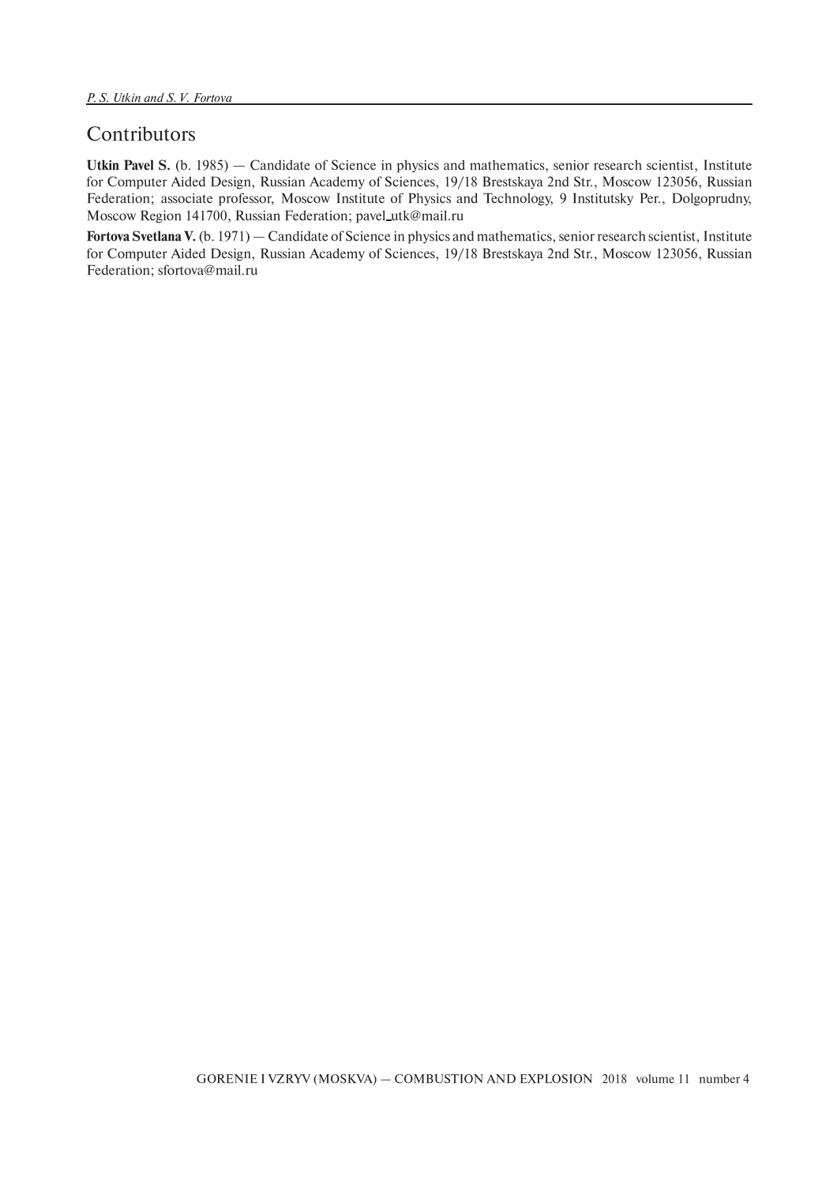## Contributors

**Utkin Pavel S.** (b. 1985) — Candidate of Science in physics and mathematics, senior research scientist, Institute for Computer Aided Design, Russian Academy of Sciences, 19/18 Brestskaya 2nd Str., Moscow 123056, Russian Federation; associate professor, Moscow Institute of Physics and Technology, 9 Institutsky Per., Dolgoprudny, Moscow Region 141700, Russian Federation; pavel_utk@mail.ru

**Fortova Svetlana V.** (b. 1971) — Candidate of Science in physics and mathematics, senior research scientist, Institute for Computer Aided Design, Russian Academy of Sciences, 19/18 Brestskaya 2nd Str., Moscow 123056, Russian Federation; sfortova@mail.ru